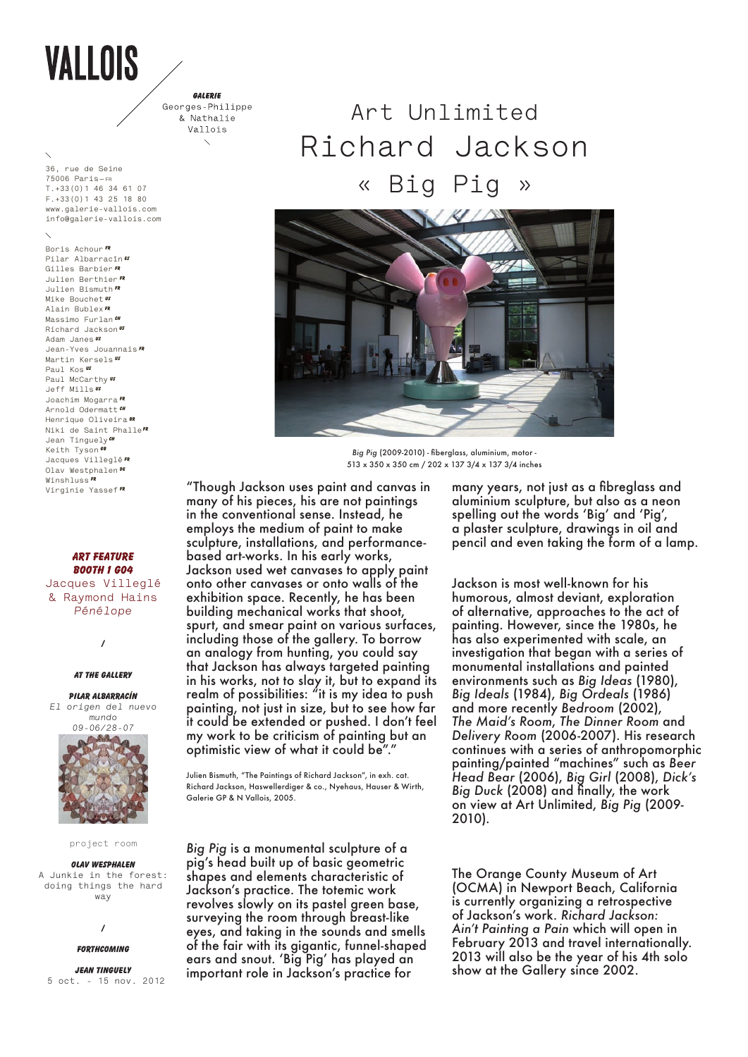# VALLOIS

**GALERIE**
Georges-Philippe
& Nathalie
Vallois

36, rue de Seine
75006 Paris — FR
T.+33(0)1 46 34 61 07
F.+33(0)1 43 25 18 80
www.galerie-vallois.com
info@galerie-vallois.com

Boris Achour FR
Pilar Albarracín ES
Gilles Barbier FR
Julien Berthier FR
Julien Bismuth FR
Mike Bouchet US
Alain Bublex FR
Massimo Furlan CH
Richard Jackson US
Adam Janes US
Jean-Yves Jouannais FR
Martin Kersels US
Paul Kos US
Paul McCarthy US
Jeff Mills US
Joachim Mogarra FR
Arnold Odermatt CH
Henrique Oliveira BR
Niki de Saint Phalle FR
Jean Tinguely CH
Keith Tyson GB
Jacques Villeglé FR
Olav Westphalen DE
Winshluss FR
Virginie Yassef FR

**ART FEATURE**
**BOOTH I G04**
Jacques Villeglé
& Raymond Hains
*Pénélope*

/

**AT THE GALLERY**

**PILAR ALBARRACÍN**
*El origen del nuevo mundo*
*09-06/28-07*

project room

**OLAV WESPHALEN**
A Junkie in the forest: doing things the hard way

/

**FORTHCOMING**

**JEAN TINGUELY**
5 oct. - 15 nov. 2012

# Art Unlimited
# Richard Jackson
# « Big Pig »

*Big Pig* (2009-2010) - fiberglass, aluminium, motor -
513 x 350 x 350 cm / 202 x 137 3/4 x 137 3/4 inches

"Though Jackson uses paint and canvas in many of his pieces, his are not paintings in the conventional sense. Instead, he employs the medium of paint to make sculpture, installations, and performance-based art-works. In his early works, Jackson used wet canvases to apply paint onto other canvases or onto walls of the exhibition space. Recently, he has been building mechanical works that shoot, spurt, and smear paint on various surfaces, including those of the gallery. To borrow an analogy from hunting, you could say that Jackson has always targeted painting in his works, not to slay it, but to expand its realm of possibilities: "it is my idea to push painting, not just in size, but to see how far it could be extended or pushed. I don't feel my work to be criticism of painting but an optimistic view of what it could be"."

Julien Bismuth, "The Paintings of Richard Jackson", in exh. cat. Richard Jackson, Haswellerdiger & co., Nyehaus, Hauser & Wirth, Galerie GP & N Vallois, 2005.

*Big Pig* is a monumental sculpture of a pig's head built up of basic geometric shapes and elements characteristic of Jackson's practice. The totemic work revolves slowly on its pastel green base, surveying the room through breast-like eyes, and taking in the sounds and smells of the fair with its gigantic, funnel-shaped ears and snout. 'Big Pig' has played an important role in Jackson's practice for many years, not just as a fibreglass and aluminium sculpture, but also as a neon spelling out the words 'Big' and 'Pig', a plaster sculpture, drawings in oil and pencil and even taking the form of a lamp.

Jackson is most well-known for his humorous, almost deviant, exploration of alternative, approaches to the act of painting. However, since the 1980s, he has also experimented with scale, an investigation that began with a series of monumental installations and painted environments such as *Big Ideas* (1980), *Big Ideals* (1984), *Big Ordeals* (1986) and more recently *Bedroom* (2002), *The Maid's Room*, *The Dinner Room* and *Delivery Room* (2006-2007). His research continues with a series of anthropomorphic painting/painted "machines" such as *Beer Head Bear* (2006), *Big Girl* (2008), *Dick's Big Duck* (2008) and finally, the work on view at Art Unlimited, *Big Pig* (2009-2010).

The Orange County Museum of Art (OCMA) in Newport Beach, California is currently organizing a retrospective of Jackson's work. *Richard Jackson: Ain't Painting a Pain* which will open in February 2013 and travel internationally. 2013 will also be the year of his 4th solo show at the Gallery since 2002.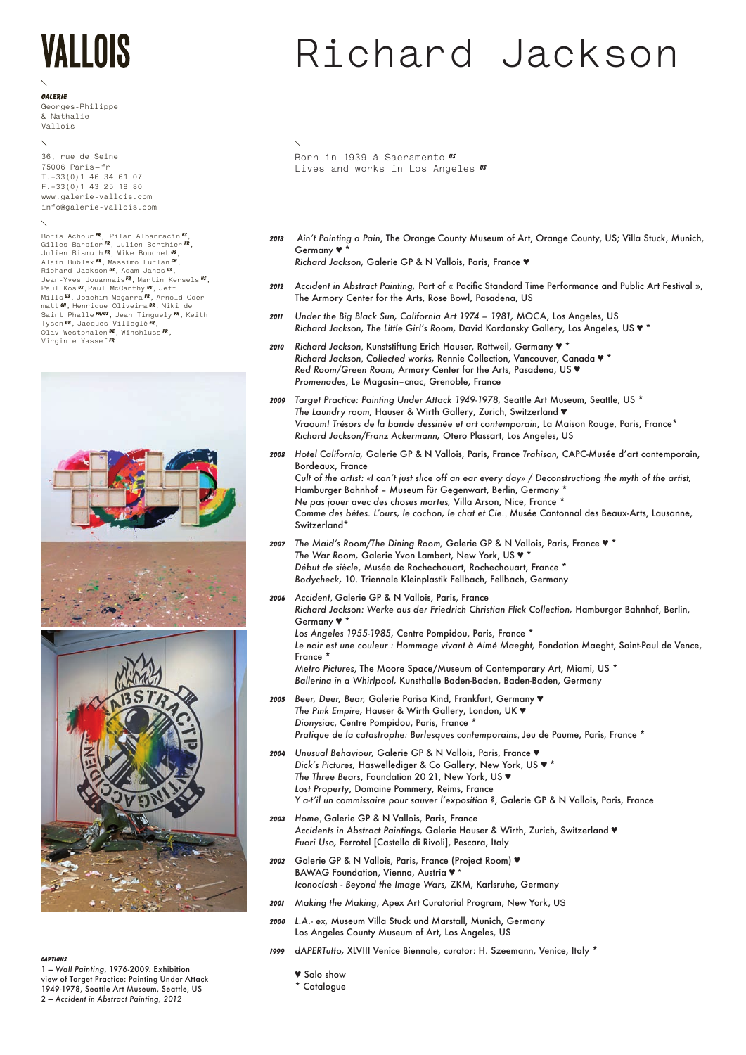# VALLOIS

\

***GALERIE***
Georges-Philippe
& Nathalie
Vallois

\

36, rue de Seine
75006 Paris–fr
T.+33(0)1 46 34 61 07
F.+33(0)1 43 25 18 80
www.galerie-vallois.com
info@galerie-vallois.com

\

Boris Achour **FR**, Pilar Albarracín **ES**, Gilles Barbier **FR**, Julien Berthier **FR**, Julien Bismuth **FR**, Mike Bouchet **US**, Alain Bublex **FR**, Massimo Furlan **CH**, Richard Jackson **US**, Adam Janes **US**, Jean-Yves Jouannais **FR**, Martin Kersels **US**, Paul Kos **US**, Paul McCarthy **US**, Jeff Mills **US**, Joachim Mogarra **FR**, Arnold Odermatt **CH**, Henrique Oliveira **BR**, Niki de Saint Phalle **FR/US**, Jean Tinguely **FR**, Keith Tyson **GB**, Jacques Villeglé **FR**, Olav Westphalen **DE**, Winshluss **FR**, Virginie Yassef **FR**

***CAPTIONS***
1 – *Wall Painting*, 1976-2009. Exhibition view of Target Practice: Painting Under Attack 1949-1978, Seattle Art Museum, Seattle, US
2 – *Accident in Abstract Painting*, 2012

# Richard Jackson

\

Born in 1939 à Sacramento **US**
Lives and works in Los Angeles **US**

**2013** *Ain't Painting a Pain*, The Orange County Museum of Art, Orange County, US; Villa Stuck, Munich, Germany ♥ *
*Richard Jackson*, Galerie GP & N Vallois, Paris, France ♥

**2012** *Accident in Abstract Painting*, Part of « Pacific Standard Time Performance and Public Art Festival », The Armory Center for the Arts, Rose Bowl, Pasadena, US

**2011** *Under the Big Black Sun, California Art 1974 – 1981*, MOCA, Los Angeles, US
*Richard Jackson, The Little Girl's Room*, David Kordansky Gallery, Los Angeles, US ♥ *

**2010** *Richard Jackson*, Kunststiftung Erich Hauser, Rottweil, Germany ♥ *
*Richard Jackson, Collected works*, Rennie Collection, Vancouver, Canada ♥ *
*Red Room/Green Room*, Armory Center for the Arts, Pasadena, US ♥
*Promenades*, Le Magasin–cnac, Grenoble, France

**2009** *Target Practice: Painting Under Attack 1949-1978*, Seattle Art Museum, Seattle, US *
*The Laundry room*, Hauser & Wirth Gallery, Zurich, Switzerland ♥
*Vraoum! Trésors de la bande dessinée et art contemporain*, La Maison Rouge, Paris, France*
*Richard Jackson/Franz Ackermann*, Otero Plassart, Los Angeles, US

**2008** *Hotel California*, Galerie GP & N Vallois, Paris, France *Trahison*, CAPC-Musée d'art contemporain, Bordeaux, France
*Cult of the artist: «I can't just slice off an ear every day» / Deconstructiong the myth of the artist*, Hamburger Bahnhof – Museum für Gegenwart, Berlin, Germany *
*Ne pas jouer avec des choses mortes*, Villa Arson, Nice, France *
*Comme des bêtes. L'ours, le cochon, le chat et Cie.*, Musée Cantonnal des Beaux-Arts, Lausanne, Switzerland*

**2007** *The Maid's Room/The Dining Room*, Galerie GP & N Vallois, Paris, France ♥ *
*The War Room*, Galerie Yvon Lambert, New York, US ♥ *
*Début de siècle*, Musée de Rochechouart, Rochechouart, France *
*Bodycheck*, 10. Triennale Kleinplastik Fellbach, Fellbach, Germany

**2006** *Accident*, Galerie GP & N Vallois, Paris, France
*Richard Jackson: Werke aus der Friedrich Christian Flick Collection*, Hamburger Bahnhof, Berlin, Germany ♥ *
*Los Angeles 1955-1985*, Centre Pompidou, Paris, France *
*Le noir est une couleur : Hommage vivant à Aimé Maeght*, Fondation Maeght, Saint-Paul de Vence, France *
*Metro Pictures*, The Moore Space/Museum of Contemporary Art, Miami, US *
*Ballerina in a Whirlpool*, Kunsthalle Baden-Baden, Baden-Baden, Germany

**2005** *Beer, Deer, Bear*, Galerie Parisa Kind, Frankfurt, Germany ♥
*The Pink Empire*, Hauser & Wirth Gallery, London, UK ♥
*Dionysiac*, Centre Pompidou, Paris, France *
*Pratique de la catastrophe: Burlesques contemporains*, Jeu de Paume, Paris, France *

**2004** *Unusual Behaviour*, Galerie GP & N Vallois, Paris, France ♥
*Dick's Pictures*, Haswellediger & Co Gallery, New York, US ♥ *
*The Three Bears*, Foundation 20 21, New York, US ♥
*Lost Property*, Domaine Pommery, Reims, France
*Y a-t'il un commissaire pour sauver l'exposition ?*, Galerie GP & N Vallois, Paris, France

**2003** *Home*, Galerie GP & N Vallois, Paris, France
*Accidents in Abstract Paintings*, Galerie Hauser & Wirth, Zurich, Switzerland ♥
*Fuori Uso*, Ferrotel [Castello di Rivoli], Pescara, Italy

**2002** Galerie GP & N Vallois, Paris, France (Project Room) ♥
BAWAG Foundation, Vienna, Austria ♥ *
*Iconoclash - Beyond the Image Wars*, ZKM, Karlsruhe, Germany

**2001** *Making the Making*, Apex Art Curatorial Program, New York, US

**2000** *L.A.- ex*, Museum Villa Stuck und Marstall, Munich, Germany
Los Angeles County Museum of Art, Los Angeles, US

**1999** *dAPERTutto*, XLVIII Venice Biennale, curator: H. Szeemann, Venice, Italy *

♥ Solo show
* Catalogue